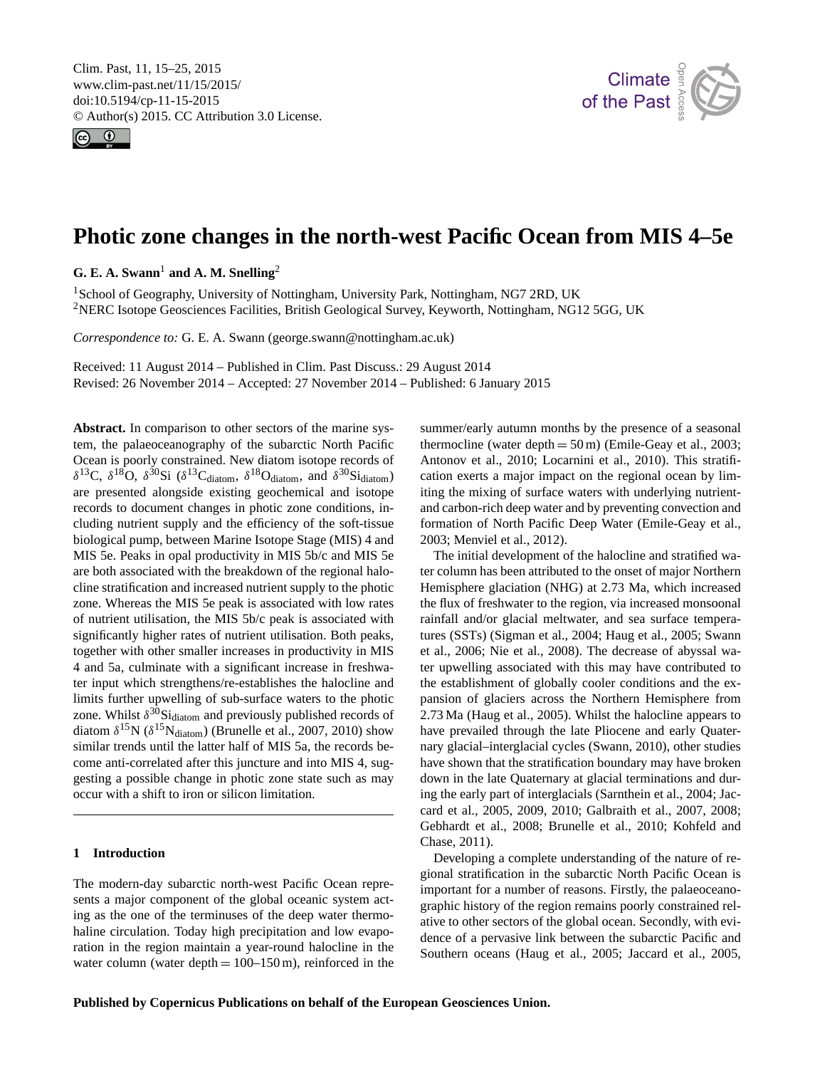# Photic zone changes in the north-west Pacific Ocean from MIS 4–5e

**G. E. A. Swann**[1] **and A. M. Snelling**[2]

[1]School of Geography, University of Nottingham, University Park, Nottingham, NG7 2RD, UK
[2]NERC Isotope Geosciences Facilities, British Geological Survey, Keyworth, Nottingham, NG12 5GG, UK

*Correspondence to:* G. E. A. Swann (george.swann@nottingham.ac.uk)

Received: 11 August 2014 – Published in Clim. Past Discuss.: 29 August 2014
Revised: 26 November 2014 – Accepted: 27 November 2014 – Published: 6 January 2015

**Abstract.** In comparison to other sectors of the marine system, the palaeoceanography of the subarctic North Pacific Ocean is poorly constrained. New diatom isotope records of $\delta^{13}C$, $\delta^{18}O$, $\delta^{30}Si$ ($\delta^{13}C_{diatom}$, $\delta^{18}O_{diatom}$, and $\delta^{30}Si_{diatom}$) are presented alongside existing geochemical and isotope records to document changes in photic zone conditions, including nutrient supply and the efficiency of the soft-tissue biological pump, between Marine Isotope Stage (MIS) 4 and MIS 5e. Peaks in opal productivity in MIS 5b/c and MIS 5e are both associated with the breakdown of the regional halocline stratification and increased nutrient supply to the photic zone. Whereas the MIS 5e peak is associated with low rates of nutrient utilisation, the MIS 5b/c peak is associated with significantly higher rates of nutrient utilisation. Both peaks, together with other smaller increases in productivity in MIS 4 and 5a, culminate with a significant increase in freshwater input which strengthens/re-establishes the halocline and limits further upwelling of sub-surface waters to the photic zone. Whilst $\delta^{30}Si_{diatom}$ and previously published records of diatom $\delta^{15}N$ ($\delta^{15}N_{diatom}$) (Brunelle et al., 2007, 2010) show similar trends until the latter half of MIS 5a, the records become anti-correlated after this juncture and into MIS 4, suggesting a possible change in photic zone state such as may occur with a shift to iron or silicon limitation.

## 1 Introduction

The modern-day subarctic north-west Pacific Ocean represents a major component of the global oceanic system acting as the one of the terminuses of the deep water thermohaline circulation. Today high precipitation and low evaporation in the region maintain a year-round halocline in the water column (water depth = 100–150 m), reinforced in the summer/early autumn months by the presence of a seasonal thermocline (water depth = 50 m) (Emile-Geay et al., 2003; Antonov et al., 2010; Locarnini et al., 2010). This stratification exerts a major impact on the regional ocean by limiting the mixing of surface waters with underlying nutrient- and carbon-rich deep water and by preventing convection and formation of North Pacific Deep Water (Emile-Geay et al., 2003; Menviel et al., 2012).

The initial development of the halocline and stratified water column has been attributed to the onset of major Northern Hemisphere glaciation (NHG) at 2.73 Ma, which increased the flux of freshwater to the region, via increased monsoonal rainfall and/or glacial meltwater, and sea surface temperatures (SSTs) (Sigman et al., 2004; Haug et al., 2005; Swann et al., 2006; Nie et al., 2008). The decrease of abyssal water upwelling associated with this may have contributed to the establishment of globally cooler conditions and the expansion of glaciers across the Northern Hemisphere from 2.73 Ma (Haug et al., 2005). Whilst the halocline appears to have prevailed through the late Pliocene and early Quaternary glacial–interglacial cycles (Swann, 2010), other studies have shown that the stratification boundary may have broken down in the late Quaternary at glacial terminations and during the early part of interglacials (Sarnthein et al., 2004; Jaccard et al., 2005, 2009, 2010; Galbraith et al., 2007, 2008; Gebhardt et al., 2008; Brunelle et al., 2010; Kohfeld and Chase, 2011).

Developing a complete understanding of the nature of regional stratification in the subarctic North Pacific Ocean is important for a number of reasons. Firstly, the palaeoceanographic history of the region remains poorly constrained relative to other sectors of the global ocean. Secondly, with evidence of a pervasive link between the subarctic Pacific and Southern oceans (Haug et al., 2005; Jaccard et al., 2005,

**Published by Copernicus Publications on behalf of the European Geosciences Union.**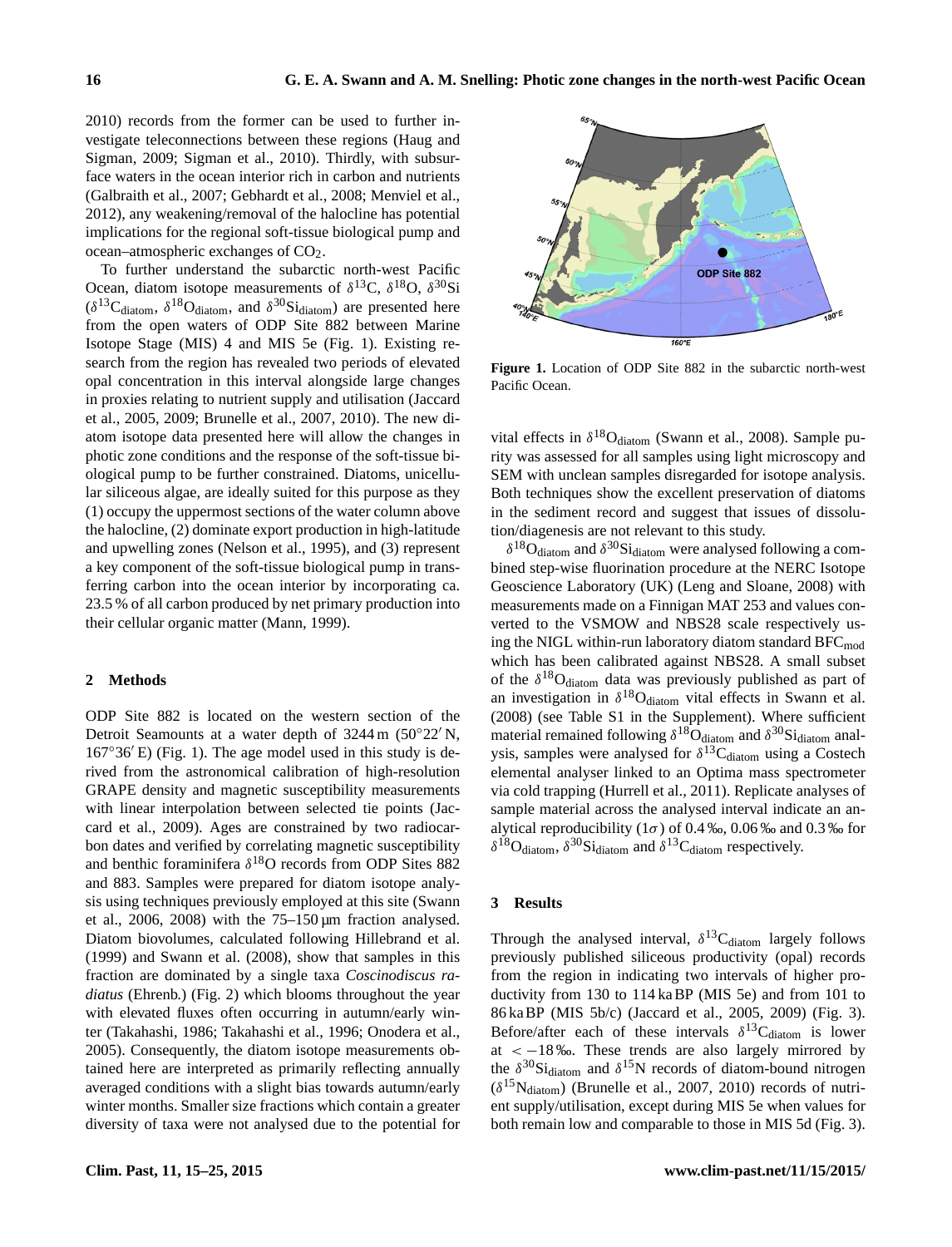2010) records from the former can be used to further investigate teleconnections between these regions (Haug and Sigman, 2009; Sigman et al., 2010). Thirdly, with subsurface waters in the ocean interior rich in carbon and nutrients (Galbraith et al., 2007; Gebhardt et al., 2008; Menviel et al., 2012), any weakening/removal of the halocline has potential implications for the regional soft-tissue biological pump and ocean–atmospheric exchanges of $CO_2$.

To further understand the subarctic north-west Pacific Ocean, diatom isotope measurements of $\delta^{13}$C, $\delta^{18}$O, $\delta^{30}$Si ($\delta^{13}C_{diatom}$, $\delta^{18}O_{diatom}$, and $\delta^{30}Si_{diatom}$) are presented here from the open waters of ODP Site 882 between Marine Isotope Stage (MIS) 4 and MIS 5e (Fig. 1). Existing research from the region has revealed two periods of elevated opal concentration in this interval alongside large changes in proxies relating to nutrient supply and utilisation (Jaccard et al., 2005, 2009; Brunelle et al., 2007, 2010). The new diatom isotope data presented here will allow the changes in photic zone conditions and the response of the soft-tissue biological pump to be further constrained. Diatoms, unicellular siliceous algae, are ideally suited for this purpose as they (1) occupy the uppermost sections of the water column above the halocline, (2) dominate export production in high-latitude and upwelling zones (Nelson et al., 1995), and (3) represent a key component of the soft-tissue biological pump in transferring carbon into the ocean interior by incorporating ca. 23.5 % of all carbon produced by net primary production into their cellular organic matter (Mann, 1999).

**Figure 1.** Location of ODP Site 882 in the subarctic north-west Pacific Ocean.

## 2 Methods

ODP Site 882 is located on the western section of the Detroit Seamounts at a water depth of 3244 m (50°22′ N, 167°36′ E) (Fig. 1). The age model used in this study is derived from the astronomical calibration of high-resolution GRAPE density and magnetic susceptibility measurements with linear interpolation between selected tie points (Jaccard et al., 2009). Ages are constrained by two radiocarbon dates and verified by correlating magnetic susceptibility and benthic foraminifera $\delta^{18}$O records from ODP Sites 882 and 883. Samples were prepared for diatom isotope analysis using techniques previously employed at this site (Swann et al., 2006, 2008) with the 75–150 µm fraction analysed. Diatom biovolumes, calculated following Hillebrand et al. (1999) and Swann et al. (2008), show that samples in this fraction are dominated by a single taxa *Coscinodiscus radiatus* (Ehrenb.) (Fig. 2) which blooms throughout the year with elevated fluxes often occurring in autumn/early winter (Takahashi, 1986; Takahashi et al., 1996; Onodera et al., 2005). Consequently, the diatom isotope measurements obtained here are interpreted as primarily reflecting annually averaged conditions with a slight bias towards autumn/early winter months. Smaller size fractions which contain a greater diversity of taxa were not analysed due to the potential for vital effects in $\delta^{18}O_{diatom}$ (Swann et al., 2008). Sample purity was assessed for all samples using light microscopy and SEM with unclean samples disregarded for isotope analysis. Both techniques show the excellent preservation of diatoms in the sediment record and suggest that issues of dissolution/diagenesis are not relevant to this study.

$\delta^{18}O_{diatom}$ and $\delta^{30}Si_{diatom}$ were analysed following a combined step-wise fluorination procedure at the NERC Isotope Geoscience Laboratory (UK) (Leng and Sloane, 2008) with measurements made on a Finnigan MAT 253 and values converted to the VSMOW and NBS28 scale respectively using the NIGL within-run laboratory diatom standard $BFC_{mod}$ which has been calibrated against NBS28. A small subset of the $\delta^{18}O_{diatom}$ data was previously published as part of an investigation in $\delta^{18}O_{diatom}$ vital effects in Swann et al. (2008) (see Table S1 in the Supplement). Where sufficient material remained following $\delta^{18}O_{diatom}$ and $\delta^{30}Si_{diatom}$ analysis, samples were analysed for $\delta^{13}C_{diatom}$ using a Costech elemental analyser linked to an Optima mass spectrometer via cold trapping (Hurrell et al., 2011). Replicate analyses of sample material across the analysed interval indicate an analytical reproducibility ($1\sigma$) of 0.4 ‰, 0.06 ‰ and 0.3 ‰ for $\delta^{18}O_{diatom}$, $\delta^{30}Si_{diatom}$ and $\delta^{13}C_{diatom}$ respectively.

## 3 Results

Through the analysed interval, $\delta^{13}C_{diatom}$ largely follows previously published siliceous productivity (opal) records from the region in indicating two intervals of higher productivity from 130 to 114 ka BP (MIS 5e) and from 101 to 86 ka BP (MIS 5b/c) (Jaccard et al., 2005, 2009) (Fig. 3). Before/after each of these intervals $\delta^{13}C_{diatom}$ is lower at $< -18$ ‰. These trends are also largely mirrored by the $\delta^{30}Si_{diatom}$ and $\delta^{15}$N records of diatom-bound nitrogen ($\delta^{15}N_{diatom}$) (Brunelle et al., 2007, 2010) records of nutrient supply/utilisation, except during MIS 5e when values for both remain low and comparable to those in MIS 5d (Fig. 3).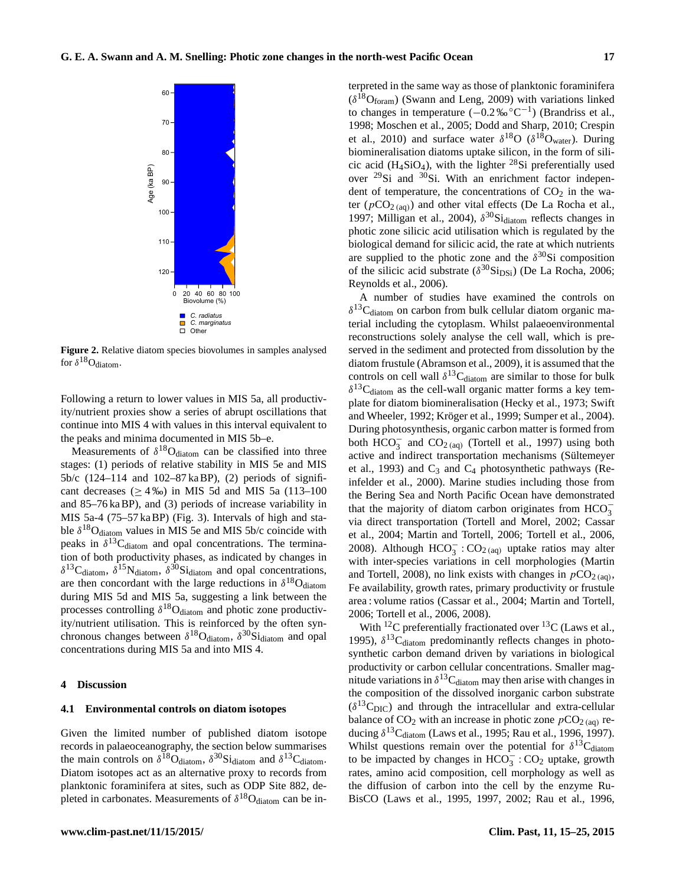Figure 2. Relative diatom species biovolumes in samples analysed for $\delta^{18}O_{diatom}$.

Following a return to lower values in MIS 5a, all productivity/nutrient proxies show a series of abrupt oscillations that continue into MIS 4 with values in this interval equivalent to the peaks and minima documented in MIS 5b–e.

Measurements of $\delta^{18}O_{diatom}$ can be classified into three stages: (1) periods of relative stability in MIS 5e and MIS 5b/c (124–114 and 102–87 ka BP), (2) periods of significant decreases ($\geq 4$ ‰) in MIS 5d and MIS 5a (113–100 and 85–76 ka BP), and (3) periods of increase variability in MIS 5a-4 (75–57 ka BP) (Fig. 3). Intervals of high and stable $\delta^{18}O_{diatom}$ values in MIS 5e and MIS 5b/c coincide with peaks in $\delta^{13}C_{diatom}$ and opal concentrations. The termination of both productivity phases, as indicated by changes in $\delta^{13}C_{diatom}$, $\delta^{15}N_{diatom}$, $\delta^{30}Si_{diatom}$ and opal concentrations, are then concordant with the large reductions in $\delta^{18}O_{diatom}$ during MIS 5d and MIS 5a, suggesting a link between the processes controlling $\delta^{18}O_{diatom}$ and photic zone productivity/nutrient utilisation. This is reinforced by the often synchronous changes between $\delta^{18}O_{diatom}$, $\delta^{30}Si_{diatom}$ and opal concentrations during MIS 5a and into MIS 4.

## 4 Discussion

### 4.1 Environmental controls on diatom isotopes

Given the limited number of published diatom isotope records in palaeoceanography, the section below summarises the main controls on $\delta^{18}O_{diatom}$, $\delta^{30}Si_{diatom}$ and $\delta^{13}C_{diatom}$. Diatom isotopes act as an alternative proxy to records from planktonic foraminifera at sites, such as ODP Site 882, depleted in carbonates. Measurements of $\delta^{18}O_{diatom}$ can be interpreted in the same way as those of planktonic foraminifera ($\delta^{18}O_{foram}$) (Swann and Leng, 2009) with variations linked to changes in temperature ($-0.2$ ‰ °C$^{-1}$) (Brandriss et al., 1998; Moschen et al., 2005; Dodd and Sharp, 2010; Crespin et al., 2010) and surface water $\delta^{18}O$ ($\delta^{18}O_{water}$). During biomineralisation diatoms uptake silicon, in the form of silicic acid ($H_4SiO_4$), with the lighter $^{28}Si$ preferentially used over $^{29}Si$ and $^{30}Si$. With an enrichment factor independent of temperature, the concentrations of $CO_2$ in the water ($pCO_{2\,(aq)}$) and other vital effects (De La Rocha et al., 1997; Milligan et al., 2004), $\delta^{30}Si_{diatom}$ reflects changes in photic zone silicic acid utilisation which is regulated by the biological demand for silicic acid, the rate at which nutrients are supplied to the photic zone and the $\delta^{30}Si$ composition of the silicic acid substrate ($\delta^{30}Si_{DSi}$) (De La Rocha, 2006; Reynolds et al., 2006).

A number of studies have examined the controls on $\delta^{13}C_{diatom}$ on carbon from bulk cellular diatom organic material including the cytoplasm. Whilst palaeoenvironmental reconstructions solely analyse the cell wall, which is preserved in the sediment and protected from dissolution by the diatom frustule (Abramson et al., 2009), it is assumed that the controls on cell wall $\delta^{13}C_{diatom}$ are similar to those for bulk $\delta^{13}C_{diatom}$ as the cell-wall organic matter forms a key template for diatom biomineralisation (Hecky et al., 1973; Swift and Wheeler, 1992; Kröger et al., 1999; Sumper et al., 2004). During photosynthesis, organic carbon matter is formed from both $HCO_3^-$ and $CO_{2\,(aq)}$ (Tortell et al., 1997) using both active and indirect transportation mechanisms (Sültemeyer et al., 1993) and $C_3$ and $C_4$ photosynthetic pathways (Reinfelder et al., 2000). Marine studies including those from the Bering Sea and North Pacific Ocean have demonstrated that the majority of diatom carbon originates from $HCO_3^-$ via direct transportation (Tortell and Morel, 2002; Cassar et al., 2004; Martin and Tortell, 2006; Tortell et al., 2006, 2008). Although $HCO_3^- : CO_{2\,(aq)}$ uptake ratios may alter with inter-species variations in cell morphologies (Martin and Tortell, 2008), no link exists with changes in $pCO_{2\,(aq)}$, Fe availability, growth rates, primary productivity or frustule area : volume ratios (Cassar et al., 2004; Martin and Tortell, 2006; Tortell et al., 2006, 2008).

With $^{12}C$ preferentially fractionated over $^{13}C$ (Laws et al., 1995), $\delta^{13}C_{diatom}$ predominantly reflects changes in photosynthetic carbon demand driven by variations in biological productivity or carbon cellular concentrations. Smaller magnitude variations in $\delta^{13}C_{diatom}$ may then arise with changes in the composition of the dissolved inorganic carbon substrate ($\delta^{13}C_{DIC}$) and through the intracellular and extra-cellular balance of $CO_2$ with an increase in photic zone $pCO_{2\,(aq)}$ reducing $\delta^{13}C_{diatom}$ (Laws et al., 1995; Rau et al., 1996, 1997). Whilst questions remain over the potential for $\delta^{13}C_{diatom}$ to be impacted by changes in $HCO_3^- : CO_2$ uptake, growth rates, amino acid composition, cell morphology as well as the diffusion of carbon into the cell by the enzyme RuBisCO (Laws et al., 1995, 1997, 2002; Rau et al., 1996,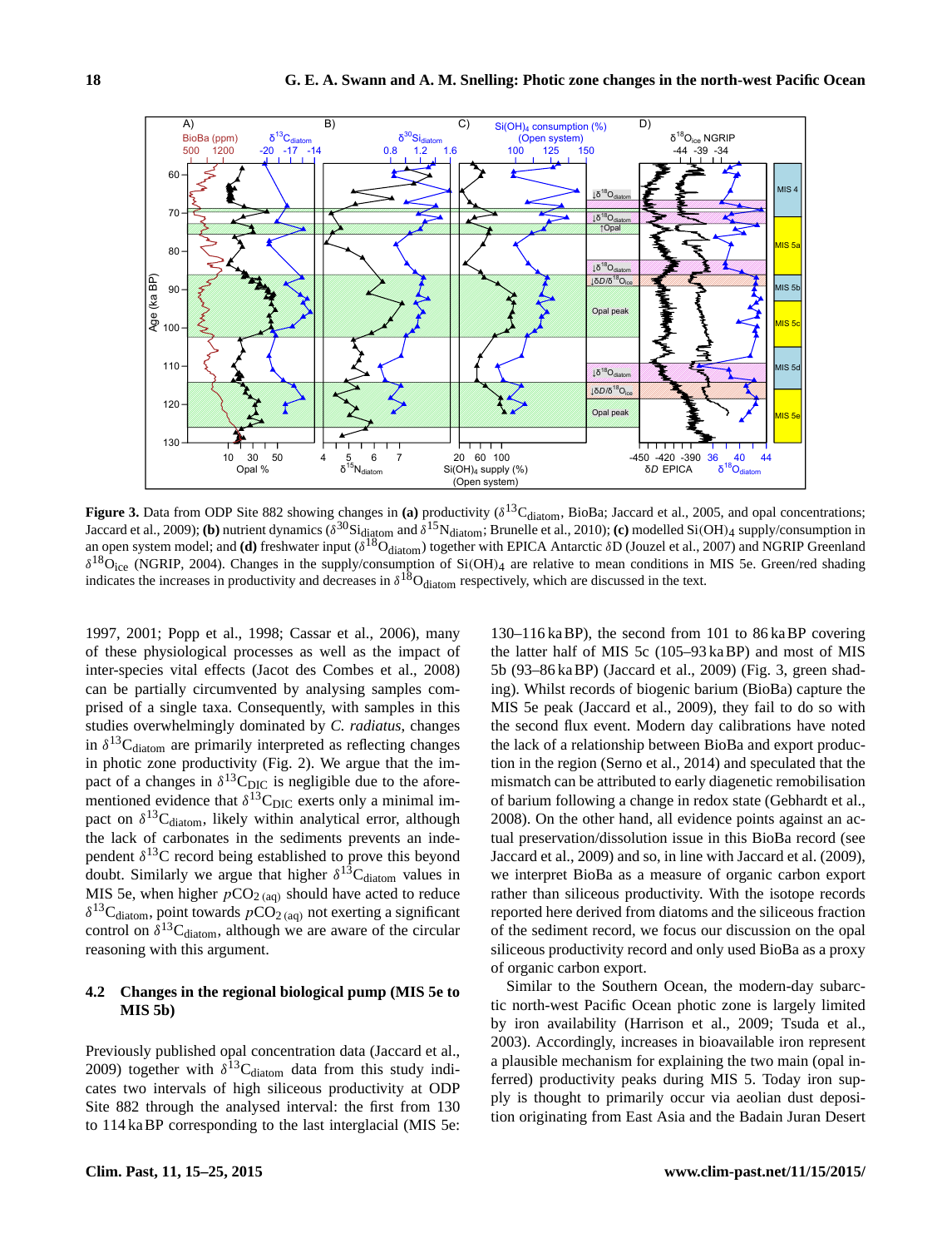**Figure 3.** Data from ODP Site 882 showing changes in **(a)** productivity ($\delta^{13}C_{diatom}$, BioBa; Jaccard et al., 2005, and opal concentrations; Jaccard et al., 2009); **(b)** nutrient dynamics ($\delta^{30}Si_{diatom}$ and $\delta^{15}N_{diatom}$; Brunelle et al., 2010); **(c)** modelled $Si(OH)_4$ supply/consumption in an open system model; and **(d)** freshwater input ($\delta^{18}O_{diatom}$) together with EPICA Antarctic $\delta$D (Jouzel et al., 2007) and NGRIP Greenland $\delta^{18}O_{ice}$ (NGRIP, 2004). Changes in the supply/consumption of $Si(OH)_4$ are relative to mean conditions in MIS 5e. Green/red shading indicates the increases in productivity and decreases in $\delta^{18}O_{diatom}$ respectively, which are discussed in the text.

1997, 2001; Popp et al., 1998; Cassar et al., 2006), many of these physiological processes as well as the impact of inter-species vital effects (Jacot des Combes et al., 2008) can be partially circumvented by analysing samples comprised of a single taxa. Consequently, with samples in this studies overwhelmingly dominated by *C. radiatus*, changes in $\delta^{13}C_{diatom}$ are primarily interpreted as reflecting changes in photic zone productivity (Fig. 2). We argue that the impact of a changes in $\delta^{13}C_{DIC}$ is negligible due to the aforementioned evidence that $\delta^{13}C_{DIC}$ exerts only a minimal impact on $\delta^{13}C_{diatom}$, likely within analytical error, although the lack of carbonates in the sediments prevents an independent $\delta^{13}C$ record being established to prove this beyond doubt. Similarly we argue that higher $\delta^{13}C_{diatom}$ values in MIS 5e, when higher $pCO_{2\,(aq)}$ should have acted to reduce $\delta^{13}C_{diatom}$, point towards $pCO_{2\,(aq)}$ not exerting a significant control on $\delta^{13}C_{diatom}$, although we are aware of the circular reasoning with this argument.

### 4.2 Changes in the regional biological pump (MIS 5e to MIS 5b)

Previously published opal concentration data (Jaccard et al., 2009) together with $\delta^{13}C_{diatom}$ data from this study indicates two intervals of high siliceous productivity at ODP Site 882 through the analysed interval: the first from 130 to 114 ka BP corresponding to the last interglacial (MIS 5e: 130–116 ka BP), the second from 101 to 86 ka BP covering the latter half of MIS 5c (105–93 ka BP) and most of MIS 5b (93–86 ka BP) (Jaccard et al., 2009) (Fig. 3, green shading). Whilst records of biogenic barium (BioBa) capture the MIS 5e peak (Jaccard et al., 2009), they fail to do so with the second flux event. Modern day calibrations have noted the lack of a relationship between BioBa and export production in the region (Serno et al., 2014) and speculated that the mismatch can be attributed to early diagenetic remobilisation of barium following a change in redox state (Gebhardt et al., 2008). On the other hand, all evidence points against an actual preservation/dissolution issue in this BioBa record (see Jaccard et al., 2009) and so, in line with Jaccard et al. (2009), we interpret BioBa as a measure of organic carbon export rather than siliceous productivity. With the isotope records reported here derived from diatoms and the siliceous fraction of the sediment record, we focus our discussion on the opal siliceous productivity record and only used BioBa as a proxy of organic carbon export.

Similar to the Southern Ocean, the modern-day subarctic north-west Pacific Ocean photic zone is largely limited by iron availability (Harrison et al., 2009; Tsuda et al., 2003). Accordingly, increases in bioavailable iron represent a plausible mechanism for explaining the two main (opal inferred) productivity peaks during MIS 5. Today iron supply is thought to primarily occur via aeolian dust deposition originating from East Asia and the Badain Juran Desert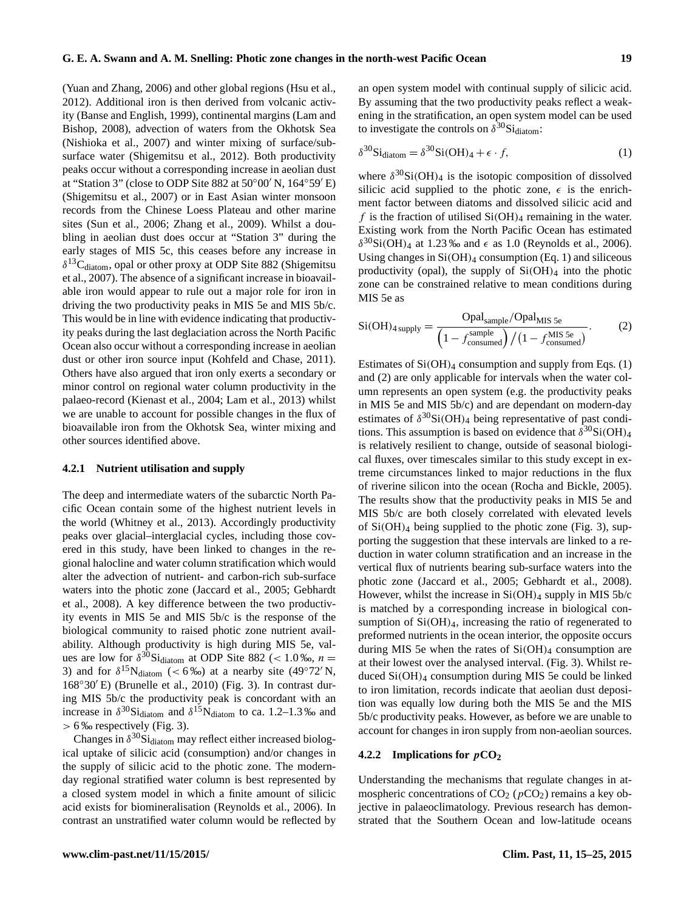(Yuan and Zhang, 2006) and other global regions (Hsu et al., 2012). Additional iron is then derived from volcanic activity (Banse and English, 1999), continental margins (Lam and Bishop, 2008), advection of waters from the Okhotsk Sea (Nishioka et al., 2007) and winter mixing of surface/subsurface water (Shigemitsu et al., 2012). Both productivity peaks occur without a corresponding increase in aeolian dust at "Station 3" (close to ODP Site 882 at 50°00′ N, 164°59′ E) (Shigemitsu et al., 2007) or in East Asian winter monsoon records from the Chinese Loess Plateau and other marine sites (Sun et al., 2006; Zhang et al., 2009). Whilst a doubling in aeolian dust does occur at "Station 3" during the early stages of MIS 5c, this ceases before any increase in $\delta^{13}C_{diatom}$, opal or other proxy at ODP Site 882 (Shigemitsu et al., 2007). The absence of a significant increase in bioavailable iron would appear to rule out a major role for iron in driving the two productivity peaks in MIS 5e and MIS 5b/c. This would be in line with evidence indicating that productivity peaks during the last deglaciation across the North Pacific Ocean also occur without a corresponding increase in aeolian dust or other iron source input (Kohfeld and Chase, 2011). Others have also argued that iron only exerts a secondary or minor control on regional water column productivity in the palaeo-record (Kienast et al., 2004; Lam et al., 2013) whilst we are unable to account for possible changes in the flux of bioavailable iron from the Okhotsk Sea, winter mixing and other sources identified above.

#### 4.2.1 Nutrient utilisation and supply

The deep and intermediate waters of the subarctic North Pacific Ocean contain some of the highest nutrient levels in the world (Whitney et al., 2013). Accordingly productivity peaks over glacial–interglacial cycles, including those covered in this study, have been linked to changes in the regional halocline and water column stratification which would alter the advection of nutrient- and carbon-rich sub-surface waters into the photic zone (Jaccard et al., 2005; Gebhardt et al., 2008). A key difference between the two productivity events in MIS 5e and MIS 5b/c is the response of the biological community to raised photic zone nutrient availability. Although productivity is high during MIS 5e, values are low for $\delta^{30}Si_{diatom}$ at ODP Site 882 ($< 1.0$ ‰, $n = 3$) and for $\delta^{15}N_{diatom}$ ($< 6$ ‰) at a nearby site (49°72′ N, 168°30′ E) (Brunelle et al., 2010) (Fig. 3). In contrast during MIS 5b/c the productivity peak is concordant with an increase in $\delta^{30}Si_{diatom}$ and $\delta^{15}N_{diatom}$ to ca. 1.2–1.3 ‰ and $> 6$ ‰ respectively (Fig. 3).

Changes in $\delta^{30}Si_{diatom}$ may reflect either increased biological uptake of silicic acid (consumption) and/or changes in the supply of silicic acid to the photic zone. The modern-day regional stratified water column is best represented by a closed system model in which a finite amount of silicic acid exists for biomineralisation (Reynolds et al., 2006). In contrast an unstratified water column would be reflected by an open system model with continual supply of silicic acid. By assuming that the two productivity peaks reflect a weakening in the stratification, an open system model can be used to investigate the controls on $\delta^{30}Si_{diatom}$:

$$\delta^{30}Si_{diatom} = \delta^{30}Si(OH)_4 + \epsilon \cdot f, \tag{1}$$

where $\delta^{30}Si(OH)_4$ is the isotopic composition of dissolved silicic acid supplied to the photic zone, $\epsilon$ is the enrichment factor between diatoms and dissolved silicic acid and $f$ is the fraction of utilised $Si(OH)_4$ remaining in the water. Existing work from the North Pacific Ocean has estimated $\delta^{30}Si(OH)_4$ at 1.23 ‰ and $\epsilon$ as 1.0 (Reynolds et al., 2006). Using changes in $Si(OH)_4$ consumption (Eq. 1) and siliceous productivity (opal), the supply of $Si(OH)_4$ into the photic zone can be constrained relative to mean conditions during MIS 5e as

$$Si(OH)_{4\,supply} = \frac{Opal_{sample}/Opal_{MIS\ 5e}}{\left(1 - f_{consumed}^{sample}\right) / \left(1 - f_{consumed}^{MIS\ 5e}\right)}. \tag{2}$$

Estimates of $Si(OH)_4$ consumption and supply from Eqs. (1) and (2) are only applicable for intervals when the water column represents an open system (e.g. the productivity peaks in MIS 5e and MIS 5b/c) and are dependant on modern-day estimates of $\delta^{30}Si(OH)_4$ being representative of past conditions. This assumption is based on evidence that $\delta^{30}Si(OH)_4$ is relatively resilient to change, outside of seasonal biological fluxes, over timescales similar to this study except in extreme circumstances linked to major reductions in the flux of riverine silicon into the ocean (Rocha and Bickle, 2005). The results show that the productivity peaks in MIS 5e and MIS 5b/c are both closely correlated with elevated levels of $Si(OH)_4$ being supplied to the photic zone (Fig. 3), supporting the suggestion that these intervals are linked to a reduction in water column stratification and an increase in the vertical flux of nutrients bearing sub-surface waters into the photic zone (Jaccard et al., 2005; Gebhardt et al., 2008). However, whilst the increase in $Si(OH)_4$ supply in MIS 5b/c is matched by a corresponding increase in biological consumption of $Si(OH)_4$, increasing the ratio of regenerated to preformed nutrients in the ocean interior, the opposite occurs during MIS 5e when the rates of $Si(OH)_4$ consumption are at their lowest over the analysed interval. (Fig. 3). Whilst reduced $Si(OH)_4$ consumption during MIS 5e could be linked to iron limitation, records indicate that aeolian dust deposition was equally low during both the MIS 5e and the MIS 5b/c productivity peaks. However, as before we are unable to account for changes in iron supply from non-aeolian sources.

#### 4.2.2 Implications for $pCO_2$

Understanding the mechanisms that regulate changes in atmospheric concentrations of $CO_2$ ($pCO_2$) remains a key objective in palaeoclimatology. Previous research has demonstrated that the Southern Ocean and low-latitude oceans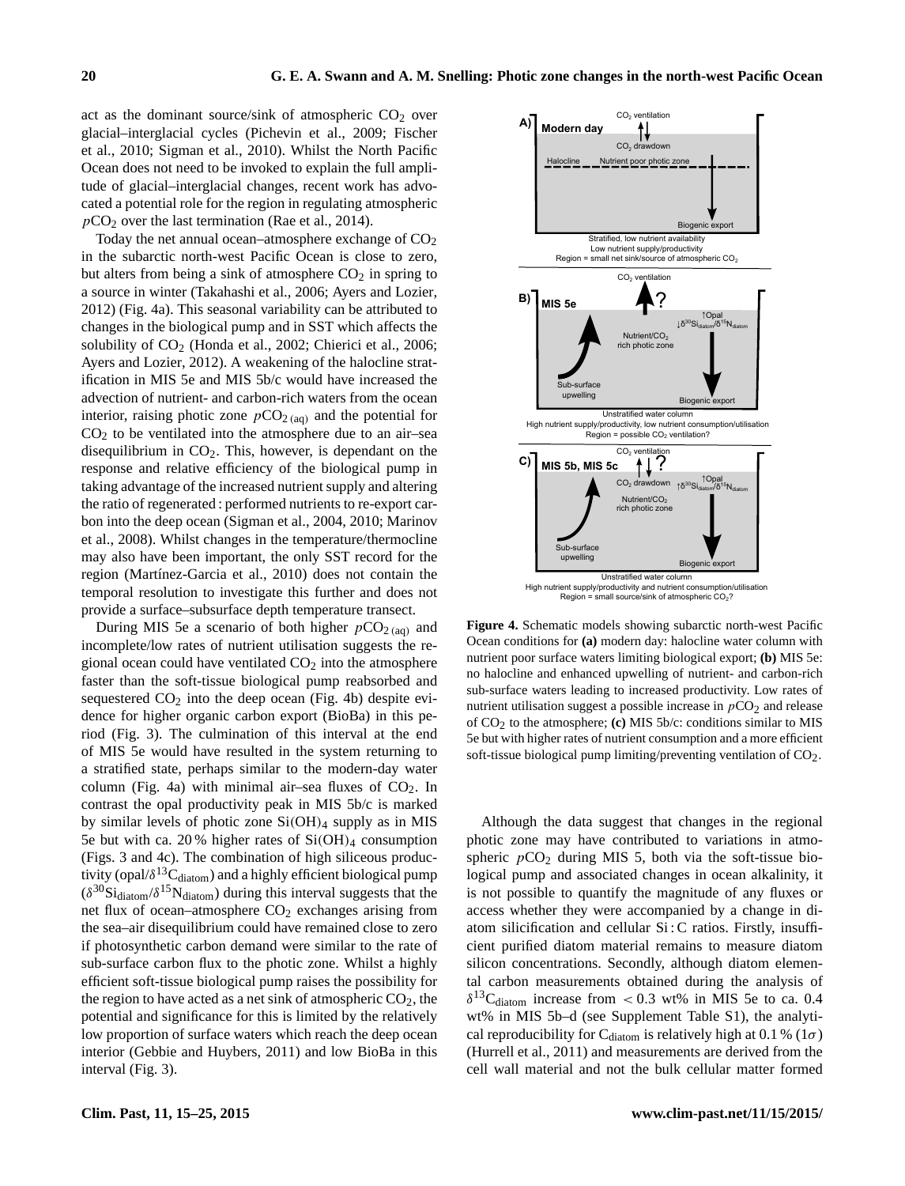act as the dominant source/sink of atmospheric $CO_2$ over glacial–interglacial cycles (Pichevin et al., 2009; Fischer et al., 2010; Sigman et al., 2010). Whilst the North Pacific Ocean does not need to be invoked to explain the full amplitude of glacial–interglacial changes, recent work has advocated a potential role for the region in regulating atmospheric $pCO_2$ over the last termination (Rae et al., 2014).

Today the net annual ocean–atmosphere exchange of $CO_2$ in the subarctic north-west Pacific Ocean is close to zero, but alters from being a sink of atmosphere $CO_2$ in spring to a source in winter (Takahashi et al., 2006; Ayers and Lozier, 2012) (Fig. 4a). This seasonal variability can be attributed to changes in the biological pump and in SST which affects the solubility of $CO_2$ (Honda et al., 2002; Chierici et al., 2006; Ayers and Lozier, 2012). A weakening of the halocline stratification in MIS 5e and MIS 5b/c would have increased the advection of nutrient- and carbon-rich waters from the ocean interior, raising photic zone $pCO_{2\,(aq)}$ and the potential for $CO_2$ to be ventilated into the atmosphere due to an air–sea disequilibrium in $CO_2$. This, however, is dependant on the response and relative efficiency of the biological pump in taking advantage of the increased nutrient supply and altering the ratio of regenerated : performed nutrients to re-export carbon into the deep ocean (Sigman et al., 2004, 2010; Marinov et al., 2008). Whilst changes in the temperature/thermocline may also have been important, the only SST record for the region (Martínez-Garcia et al., 2010) does not contain the temporal resolution to investigate this further and does not provide a surface–subsurface depth temperature transect.

During MIS 5e a scenario of both higher $pCO_{2\,(aq)}$ and incomplete/low rates of nutrient utilisation suggests the regional ocean could have ventilated $CO_2$ into the atmosphere faster than the soft-tissue biological pump reabsorbed and sequestered $CO_2$ into the deep ocean (Fig. 4b) despite evidence for higher organic carbon export (BioBa) in this period (Fig. 3). The culmination of this interval at the end of MIS 5e would have resulted in the system returning to a stratified state, perhaps similar to the modern-day water column (Fig. 4a) with minimal air–sea fluxes of $CO_2$. In contrast the opal productivity peak in MIS 5b/c is marked by similar levels of photic zone $Si(OH)_4$ supply as in MIS 5e but with ca. 20 % higher rates of $Si(OH)_4$ consumption (Figs. 3 and 4c). The combination of high siliceous productivity (opal/$\delta^{13}C_{diatom}$) and a highly efficient biological pump ($\delta^{30}Si_{diatom}/\delta^{15}N_{diatom}$) during this interval suggests that the net flux of ocean–atmosphere $CO_2$ exchanges arising from the sea–air disequilibrium could have remained close to zero if photosynthetic carbon demand were similar to the rate of sub-surface carbon flux to the photic zone. Whilst a highly efficient soft-tissue biological pump raises the possibility for the region to have acted as a net sink of atmospheric $CO_2$, the potential and significance for this is limited by the relatively low proportion of surface waters which reach the deep ocean interior (Gebbie and Huybers, 2011) and low BioBa in this interval (Fig. 3).

**Figure 4.** Schematic models showing subarctic north-west Pacific Ocean conditions for **(a)** modern day: halocline water column with nutrient poor surface waters limiting biological export; **(b)** MIS 5e: no halocline and enhanced upwelling of nutrient- and carbon-rich sub-surface waters leading to increased productivity. Low rates of nutrient utilisation suggest a possible increase in $pCO_2$ and release of $CO_2$ to the atmosphere; **(c)** MIS 5b/c: conditions similar to MIS 5e but with higher rates of nutrient consumption and a more efficient soft-tissue biological pump limiting/preventing ventilation of $CO_2$.

Although the data suggest that changes in the regional photic zone may have contributed to variations in atmospheric $pCO_2$ during MIS 5, both via the soft-tissue biological pump and associated changes in ocean alkalinity, it is not possible to quantify the magnitude of any fluxes or access whether they were accompanied by a change in diatom silicification and cellular Si : C ratios. Firstly, insufficient purified diatom material remains to measure diatom silicon concentrations. Secondly, although diatom elemental carbon measurements obtained during the analysis of $\delta^{13}C_{diatom}$ increase from $< 0.3$ wt% in MIS 5e to ca. 0.4 wt% in MIS 5b–d (see Supplement Table S1), the analytical reproducibility for $C_{diatom}$ is relatively high at 0.1 % ($1\sigma$) (Hurrell et al., 2011) and measurements are derived from the cell wall material and not the bulk cellular matter formed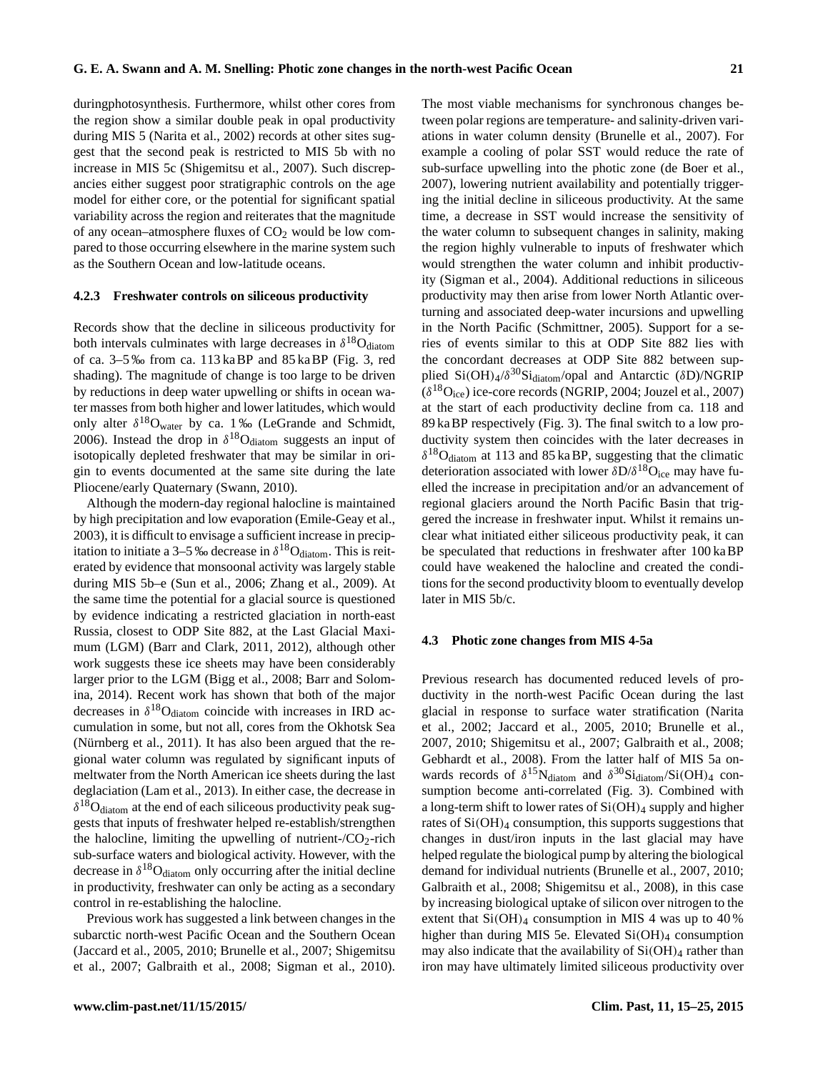duringphotosynthesis. Furthermore, whilst other cores from the region show a similar double peak in opal productivity during MIS 5 (Narita et al., 2002) records at other sites suggest that the second peak is restricted to MIS 5b with no increase in MIS 5c (Shigemitsu et al., 2007). Such discrepancies either suggest poor stratigraphic controls on the age model for either core, or the potential for significant spatial variability across the region and reiterates that the magnitude of any ocean–atmosphere fluxes of $CO_2$ would be low compared to those occurring elsewhere in the marine system such as the Southern Ocean and low-latitude oceans.

#### 4.2.3 Freshwater controls on siliceous productivity

Records show that the decline in siliceous productivity for both intervals culminates with large decreases in $\delta^{18}O_{diatom}$ of ca. 3–5 ‰ from ca. 113 ka BP and 85 ka BP (Fig. 3, red shading). The magnitude of change is too large to be driven by reductions in deep water upwelling or shifts in ocean water masses from both higher and lower latitudes, which would only alter $\delta^{18}O_{water}$ by ca. 1 ‰ (LeGrande and Schmidt, 2006). Instead the drop in $\delta^{18}O_{diatom}$ suggests an input of isotopically depleted freshwater that may be similar in origin to events documented at the same site during the late Pliocene/early Quaternary (Swann, 2010).

Although the modern-day regional halocline is maintained by high precipitation and low evaporation (Emile-Geay et al., 2003), it is difficult to envisage a sufficient increase in precipitation to initiate a 3–5 ‰ decrease in $\delta^{18}O_{diatom}$. This is reiterated by evidence that monsoonal activity was largely stable during MIS 5b–e (Sun et al., 2006; Zhang et al., 2009). At the same time the potential for a glacial source is questioned by evidence indicating a restricted glaciation in north-east Russia, closest to ODP Site 882, at the Last Glacial Maximum (LGM) (Barr and Clark, 2011, 2012), although other work suggests these ice sheets may have been considerably larger prior to the LGM (Bigg et al., 2008; Barr and Solomina, 2014). Recent work has shown that both of the major decreases in $\delta^{18}O_{diatom}$ coincide with increases in IRD accumulation in some, but not all, cores from the Okhotsk Sea (Nürnberg et al., 2011). It has also been argued that the regional water column was regulated by significant inputs of meltwater from the North American ice sheets during the last deglaciation (Lam et al., 2013). In either case, the decrease in $\delta^{18}O_{diatom}$ at the end of each siliceous productivity peak suggests that inputs of freshwater helped re-establish/strengthen the halocline, limiting the upwelling of nutrient-/$CO_2$-rich sub-surface waters and biological activity. However, with the decrease in $\delta^{18}O_{diatom}$ only occurring after the initial decline in productivity, freshwater can only be acting as a secondary control in re-establishing the halocline.

Previous work has suggested a link between changes in the subarctic north-west Pacific Ocean and the Southern Ocean (Jaccard et al., 2005, 2010; Brunelle et al., 2007; Shigemitsu et al., 2007; Galbraith et al., 2008; Sigman et al., 2010). The most viable mechanisms for synchronous changes between polar regions are temperature- and salinity-driven variations in water column density (Brunelle et al., 2007). For example a cooling of polar SST would reduce the rate of sub-surface upwelling into the photic zone (de Boer et al., 2007), lowering nutrient availability and potentially triggering the initial decline in siliceous productivity. At the same time, a decrease in SST would increase the sensitivity of the water column to subsequent changes in salinity, making the region highly vulnerable to inputs of freshwater which would strengthen the water column and inhibit productivity (Sigman et al., 2004). Additional reductions in siliceous productivity may then arise from lower North Atlantic overturning and associated deep-water incursions and upwelling in the North Pacific (Schmittner, 2005). Support for a series of events similar to this at ODP Site 882 lies with the concordant decreases at ODP Site 882 between supplied $Si(OH)_4$/$\delta^{30}Si_{diatom}$/opal and Antarctic ($\delta$D)/NGRIP ($\delta^{18}O_{ice}$) ice-core records (NGRIP, 2004; Jouzel et al., 2007) at the start of each productivity decline from ca. 118 and 89 ka BP respectively (Fig. 3). The final switch to a low productivity system then coincides with the later decreases in $\delta^{18}O_{diatom}$ at 113 and 85 ka BP, suggesting that the climatic deterioration associated with lower $\delta$D/$\delta^{18}O_{ice}$ may have fuelled the increase in precipitation and/or an advancement of regional glaciers around the North Pacific Basin that triggered the increase in freshwater input. Whilst it remains unclear what initiated either siliceous productivity peak, it can be speculated that reductions in freshwater after 100 ka BP could have weakened the halocline and created the conditions for the second productivity bloom to eventually develop later in MIS 5b/c.

### 4.3 Photic zone changes from MIS 4-5a

Previous research has documented reduced levels of productivity in the north-west Pacific Ocean during the last glacial in response to surface water stratification (Narita et al., 2002; Jaccard et al., 2005, 2010; Brunelle et al., 2007, 2010; Shigemitsu et al., 2007; Galbraith et al., 2008; Gebhardt et al., 2008). From the latter half of MIS 5a onwards records of $\delta^{15}N_{diatom}$ and $\delta^{30}Si_{diatom}$/$Si(OH)_4$ consumption become anti-correlated (Fig. 3). Combined with a long-term shift to lower rates of $Si(OH)_4$ supply and higher rates of $Si(OH)_4$ consumption, this supports suggestions that changes in dust/iron inputs in the last glacial may have helped regulate the biological pump by altering the biological demand for individual nutrients (Brunelle et al., 2007, 2010; Galbraith et al., 2008; Shigemitsu et al., 2008), in this case by increasing biological uptake of silicon over nitrogen to the extent that $Si(OH)_4$ consumption in MIS 4 was up to 40 % higher than during MIS 5e. Elevated $Si(OH)_4$ consumption may also indicate that the availability of $Si(OH)_4$ rather than iron may have ultimately limited siliceous productivity over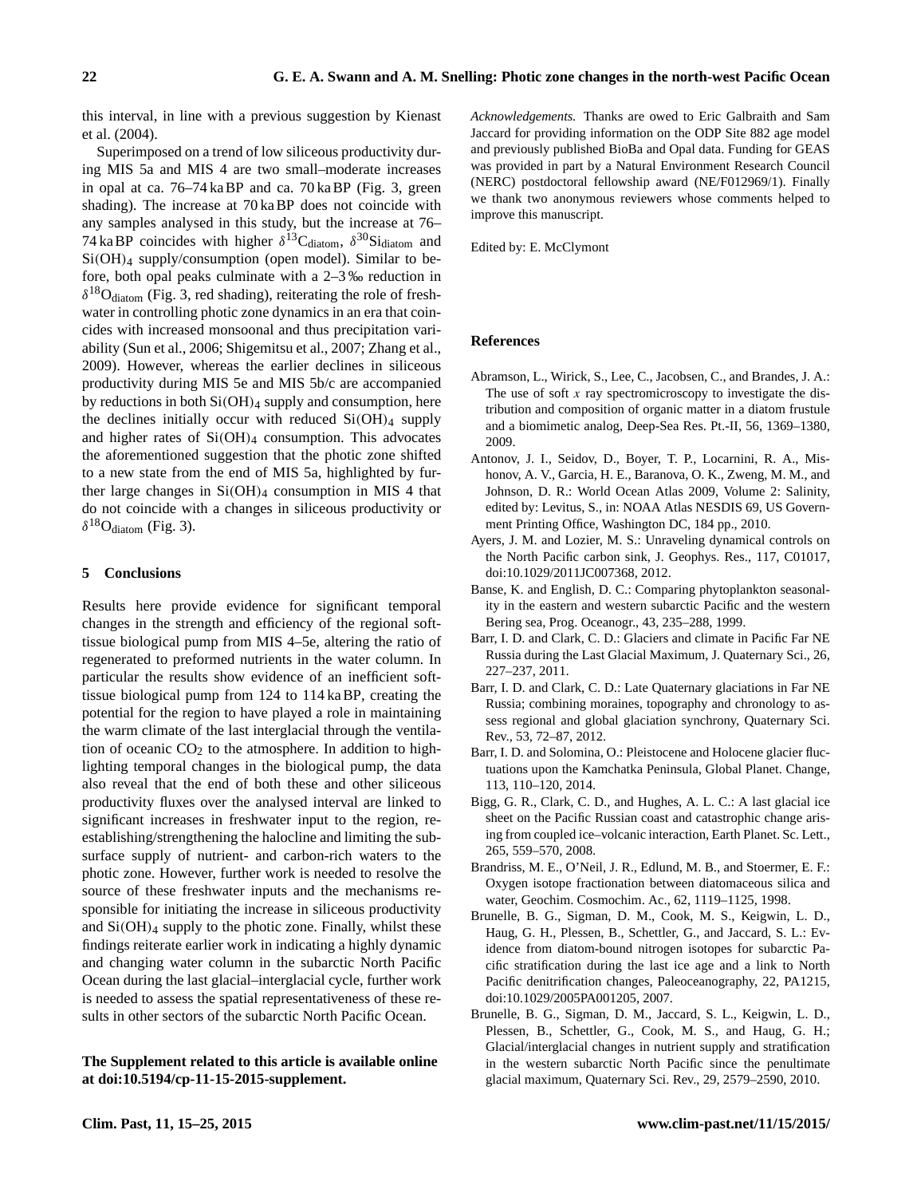this interval, in line with a previous suggestion by Kienast et al. (2004).

Superimposed on a trend of low siliceous productivity during MIS 5a and MIS 4 are two small–moderate increases in opal at ca. 76–74 ka BP and ca. 70 ka BP (Fig. 3, green shading). The increase at 70 ka BP does not coincide with any samples analysed in this study, but the increase at 76–74 ka BP coincides with higher $\delta^{13}C_{diatom}$, $\delta^{30}Si_{diatom}$ and $Si(OH)_4$ supply/consumption (open model). Similar to before, both opal peaks culminate with a 2–3 ‰ reduction in $\delta^{18}O_{diatom}$ (Fig. 3, red shading), reiterating the role of freshwater in controlling photic zone dynamics in an era that coincides with increased monsoonal and thus precipitation variability (Sun et al., 2006; Shigemitsu et al., 2007; Zhang et al., 2009). However, whereas the earlier declines in siliceous productivity during MIS 5e and MIS 5b/c are accompanied by reductions in both $Si(OH)_4$ supply and consumption, here the declines initially occur with reduced $Si(OH)_4$ supply and higher rates of $Si(OH)_4$ consumption. This advocates the aforementioned suggestion that the photic zone shifted to a new state from the end of MIS 5a, highlighted by further large changes in $Si(OH)_4$ consumption in MIS 4 that do not coincide with a changes in siliceous productivity or $\delta^{18}O_{diatom}$ (Fig. 3).

## 5 Conclusions

Results here provide evidence for significant temporal changes in the strength and efficiency of the regional soft-tissue biological pump from MIS 4–5e, altering the ratio of regenerated to preformed nutrients in the water column. In particular the results show evidence of an inefficient soft-tissue biological pump from 124 to 114 ka BP, creating the potential for the region to have played a role in maintaining the warm climate of the last interglacial through the ventilation of oceanic $CO_2$ to the atmosphere. In addition to highlighting temporal changes in the biological pump, the data also reveal that the end of both these and other siliceous productivity fluxes over the analysed interval are linked to significant increases in freshwater input to the region, re-establishing/strengthening the halocline and limiting the sub-surface supply of nutrient- and carbon-rich waters to the photic zone. However, further work is needed to resolve the source of these freshwater inputs and the mechanisms responsible for initiating the increase in siliceous productivity and $Si(OH)_4$ supply to the photic zone. Finally, whilst these findings reiterate earlier work in indicating a highly dynamic and changing water column in the subarctic North Pacific Ocean during the last glacial–interglacial cycle, further work is needed to assess the spatial representativeness of these results in other sectors of the subarctic North Pacific Ocean.

**The Supplement related to this article is available online at doi:10.5194/cp-11-15-2015-supplement.**

*Acknowledgements.* Thanks are owed to Eric Galbraith and Sam Jaccard for providing information on the ODP Site 882 age model and previously published BioBa and Opal data. Funding for GEAS was provided in part by a Natural Environment Research Council (NERC) postdoctoral fellowship award (NE/F012969/1). Finally we thank two anonymous reviewers whose comments helped to improve this manuscript.

Edited by: E. McClymont

## References

Abramson, L., Wirick, S., Lee, C., Jacobsen, C., and Brandes, J. A.: The use of soft $x$ ray spectromicroscopy to investigate the distribution and composition of organic matter in a diatom frustule and a biomimetic analog, Deep-Sea Res. Pt.-II, 56, 1369–1380, 2009.

Antonov, J. I., Seidov, D., Boyer, T. P., Locarnini, R. A., Mishonov, A. V., Garcia, H. E., Baranova, O. K., Zweng, M. M., and Johnson, D. R.: World Ocean Atlas 2009, Volume 2: Salinity, edited by: Levitus, S., in: NOAA Atlas NESDIS 69, US Government Printing Office, Washington DC, 184 pp., 2010.

Ayers, J. M. and Lozier, M. S.: Unraveling dynamical controls on the North Pacific carbon sink, J. Geophys. Res., 117, C01017, doi:10.1029/2011JC007368, 2012.

Banse, K. and English, D. C.: Comparing phytoplankton seasonality in the eastern and western subarctic Pacific and the western Bering sea, Prog. Oceanogr., 43, 235–288, 1999.

Barr, I. D. and Clark, C. D.: Glaciers and climate in Pacific Far NE Russia during the Last Glacial Maximum, J. Quaternary Sci., 26, 227–237, 2011.

Barr, I. D. and Clark, C. D.: Late Quaternary glaciations in Far NE Russia; combining moraines, topography and chronology to assess regional and global glaciation synchrony, Quaternary Sci. Rev., 53, 72–87, 2012.

Barr, I. D. and Solomina, O.: Pleistocene and Holocene glacier fluctuations upon the Kamchatka Peninsula, Global Planet. Change, 113, 110–120, 2014.

Bigg, G. R., Clark, C. D., and Hughes, A. L. C.: A last glacial ice sheet on the Pacific Russian coast and catastrophic change arising from coupled ice–volcanic interaction, Earth Planet. Sc. Lett., 265, 559–570, 2008.

Brandriss, M. E., O'Neil, J. R., Edlund, M. B., and Stoermer, E. F.: Oxygen isotope fractionation between diatomaceous silica and water, Geochim. Cosmochim. Ac., 62, 1119–1125, 1998.

Brunelle, B. G., Sigman, D. M., Cook, M. S., Keigwin, L. D., Haug, G. H., Plessen, B., Schettler, G., and Jaccard, S. L.: Evidence from diatom-bound nitrogen isotopes for subarctic Pacific stratification during the last ice age and a link to North Pacific denitrification changes, Paleoceanography, 22, PA1215, doi:10.1029/2005PA001205, 2007.

Brunelle, B. G., Sigman, D. M., Jaccard, S. L., Keigwin, L. D., Plessen, B., Schettler, G., Cook, M. S., and Haug, G. H.; Glacial/interglacial changes in nutrient supply and stratification in the western subarctic North Pacific since the penultimate glacial maximum, Quaternary Sci. Rev., 29, 2579–2590, 2010.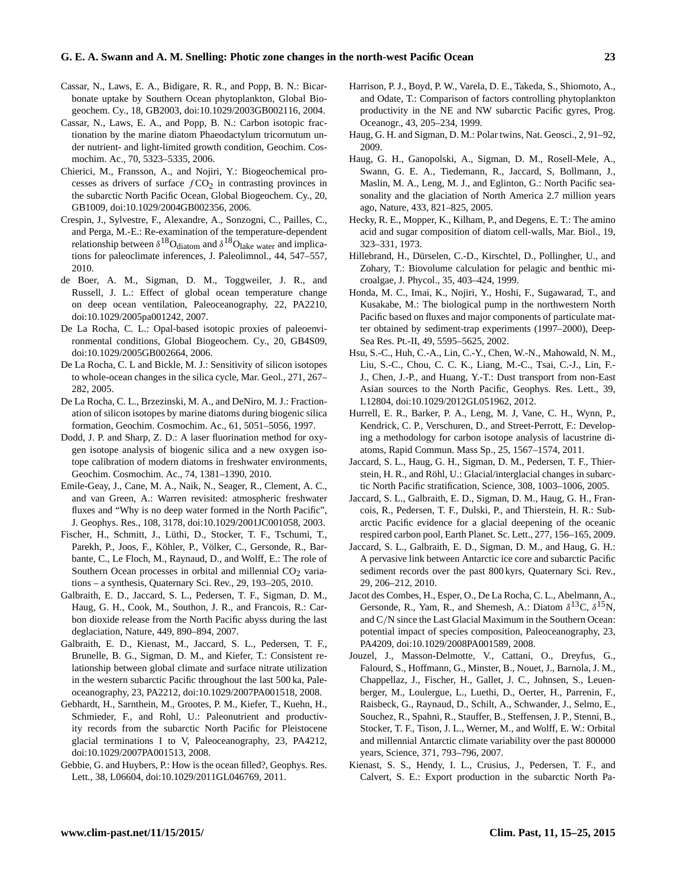Cassar, N., Laws, E. A., Bidigare, R. R., and Popp, B. N.: Bicarbonate uptake by Southern Ocean phytoplankton, Global Biogeochem. Cy., 18, GB2003, doi:10.1029/2003GB002116, 2004.

Cassar, N., Laws, E. A., and Popp, B. N.: Carbon isotopic fractionation by the marine diatom Phaeodactylum tricornutum under nutrient- and light-limited growth condition, Geochim. Cosmochim. Ac., 70, 5323–5335, 2006.

Chierici, M., Fransson, A., and Nojiri, Y.: Biogeochemical processes as drivers of surface $fCO_2$ in contrasting provinces in the subarctic North Pacific Ocean, Global Biogeochem. Cy., 20, GB1009, doi:10.1029/2004GB002356, 2006.

Crespin, J., Sylvestre, F., Alexandre, A., Sonzogni, C., Pailles, C., and Perga, M.-E.: Re-examination of the temperature-dependent relationship between $\delta^{18}O_{diatom}$ and $\delta^{18}O_{lake\ water}$ and implications for paleoclimate inferences, J. Paleolimnol., 44, 547–557, 2010.

de Boer, A. M., Sigman, D. M., Toggweiler, J. R., and Russell, J. L.: Effect of global ocean temperature change on deep ocean ventilation, Paleoceanography, 22, PA2210, doi:10.1029/2005pa001242, 2007.

De La Rocha, C. L.: Opal-based isotopic proxies of paleoenvironmental conditions, Global Biogeochem. Cy., 20, GB4S09, doi:10.1029/2005GB002664, 2006.

De La Rocha, C. L and Bickle, M. J.: Sensitivity of silicon isotopes to whole-ocean changes in the silica cycle, Mar. Geol., 271, 267–282, 2005.

De La Rocha, C. L., Brzezinski, M. A., and DeNiro, M. J.: Fractionation of silicon isotopes by marine diatoms during biogenic silica formation, Geochim. Cosmochim. Ac., 61, 5051–5056, 1997.

Dodd, J. P. and Sharp, Z. D.: A laser fluorination method for oxygen isotope analysis of biogenic silica and a new oxygen isotope calibration of modern diatoms in freshwater environments, Geochim. Cosmochim. Ac., 74, 1381–1390, 2010.

Emile-Geay, J., Cane, M. A., Naik, N., Seager, R., Clement, A. C., and van Green, A.: Warren revisited: atmospheric freshwater fluxes and "Why is no deep water formed in the North Pacific", J. Geophys. Res., 108, 3178, doi:10.1029/2001JC001058, 2003.

Fischer, H., Schmitt, J., Lüthi, D., Stocker, T. F., Tschumi, T., Parekh, P., Joos, F., Köhler, P., Völker, C., Gersonde, R., Barbante, C., Le Floch, M., Raynaud, D., and Wolff, E.: The role of Southern Ocean processes in orbital and millennial $CO_2$ variations – a synthesis, Quaternary Sci. Rev., 29, 193–205, 2010.

Galbraith, E. D., Jaccard, S. L., Pedersen, T. F., Sigman, D. M., Haug, G. H., Cook, M., Southon, J. R., and Francois, R.: Carbon dioxide release from the North Pacific abyss during the last deglaciation, Nature, 449, 890–894, 2007.

Galbraith, E. D., Kienast, M., Jaccard, S. L., Pedersen, T. F., Brunelle, B. G., Sigman, D. M., and Kiefer, T.: Consistent relationship between global climate and surface nitrate utilization in the western subarctic Pacific throughout the last 500 ka, Paleoceanography, 23, PA2212, doi:10.1029/2007PA001518, 2008.

Gebhardt, H., Sarnthein, M., Grootes, P. M., Kiefer, T., Kuehn, H., Schmieder, F., and Rohl, U.: Paleonutrient and productivity records from the subarctic North Pacific for Pleistocene glacial terminations I to V, Paleoceanography, 23, PA4212, doi:10.1029/2007PA001513, 2008.

Gebbie, G. and Huybers, P.: How is the ocean filled?, Geophys. Res. Lett., 38, L06604, doi:10.1029/2011GL046769, 2011.

Harrison, P. J., Boyd, P. W., Varela, D. E., Takeda, S., Shiomoto, A., and Odate, T.: Comparison of factors controlling phytoplankton productivity in the NE and NW subarctic Pacific gyres, Prog. Oceanogr., 43, 205–234, 1999.

Haug, G. H. and Sigman, D. M.: Polar twins, Nat. Geosci., 2, 91–92, 2009.

Haug, G. H., Ganopolski, A., Sigman, D. M., Rosell-Mele, A., Swann, G. E. A., Tiedemann, R., Jaccard, S, Bollmann, J., Maslin, M. A., Leng, M. J., and Eglinton, G.: North Pacific seasonality and the glaciation of North America 2.7 million years ago, Nature, 433, 821–825, 2005.

Hecky, R. E., Mopper, K., Kilham, P., and Degens, E. T.: The amino acid and sugar composition of diatom cell-walls, Mar. Biol., 19, 323–331, 1973.

Hillebrand, H., Dürselen, C.-D., Kirschtel, D., Pollingher, U., and Zohary, T.: Biovolume calculation for pelagic and benthic microalgae, J. Phycol., 35, 403–424, 1999.

Honda, M. C., Imai, K., Nojiri, Y., Hoshi, F., Sugawarad, T., and Kusakabe, M.: The biological pump in the northwestern North Pacific based on fluxes and major components of particulate matter obtained by sediment-trap experiments (1997–2000), Deep-Sea Res. Pt.-II, 49, 5595–5625, 2002.

Hsu, S.-C., Huh, C.-A., Lin, C.-Y., Chen, W.-N., Mahowald, N. M., Liu, S.-C., Chou, C. C. K., Liang, M.-C., Tsai, C.-J., Lin, F.-J., Chen, J.-P., and Huang, Y.-T.: Dust transport from non-East Asian sources to the North Pacific, Geophys. Res. Lett., 39, L12804, doi:10.1029/2012GL051962, 2012.

Hurrell, E. R., Barker, P. A., Leng, M. J, Vane, C. H., Wynn, P., Kendrick, C. P., Verschuren, D., and Street-Perrott, F.: Developing a methodology for carbon isotope analysis of lacustrine diatoms, Rapid Commun. Mass Sp., 25, 1567–1574, 2011.

Jaccard, S. L., Haug, G. H., Sigman, D. M., Pedersen, T. F., Thierstein, H. R., and Röhl, U.: Glacial/interglacial changes in subarctic North Pacific stratification, Science, 308, 1003–1006, 2005.

Jaccard, S. L., Galbraith, E. D., Sigman, D. M., Haug, G. H., Francois, R., Pedersen, T. F., Dulski, P., and Thierstein, H. R.: Subarctic Pacific evidence for a glacial deepening of the oceanic respired carbon pool, Earth Planet. Sc. Lett., 277, 156–165, 2009.

Jaccard, S. L., Galbraith, E. D., Sigman, D. M., and Haug, G. H.: A pervasive link between Antarctic ice core and subarctic Pacific sediment records over the past 800 kyrs, Quaternary Sci. Rev., 29, 206–212, 2010.

Jacot des Combes, H., Esper, O., De La Rocha, C. L., Abelmann, A., Gersonde, R., Yam, R., and Shemesh, A.: Diatom $\delta^{13}C$, $\delta^{15}N$, and C/N since the Last Glacial Maximum in the Southern Ocean: potential impact of species composition, Paleoceanography, 23, PA4209, doi:10.1029/2008PA001589, 2008.

Jouzel, J., Masson-Delmotte, V., Cattani, O., Dreyfus, G., Falourd, S., Hoffmann, G., Minster, B., Nouet, J., Barnola, J. M., Chappellaz, J., Fischer, H., Gallet, J. C., Johnsen, S., Leuenberger, M., Loulergue, L., Luethi, D., Oerter, H., Parrenin, F., Raisbeck, G., Raynaud, D., Schilt, A., Schwander, J., Selmo, E., Souchez, R., Spahni, R., Stauffer, B., Steffensen, J. P., Stenni, B., Stocker, T. F., Tison, J. L., Werner, M., and Wolff, E. W.: Orbital and millennial Antarctic climate variability over the past 800000 years, Science, 371, 793–796, 2007.

Kienast, S. S., Hendy, I. L., Crusius, J., Pedersen, T. F., and Calvert, S. E.: Export production in the subarctic North Pa-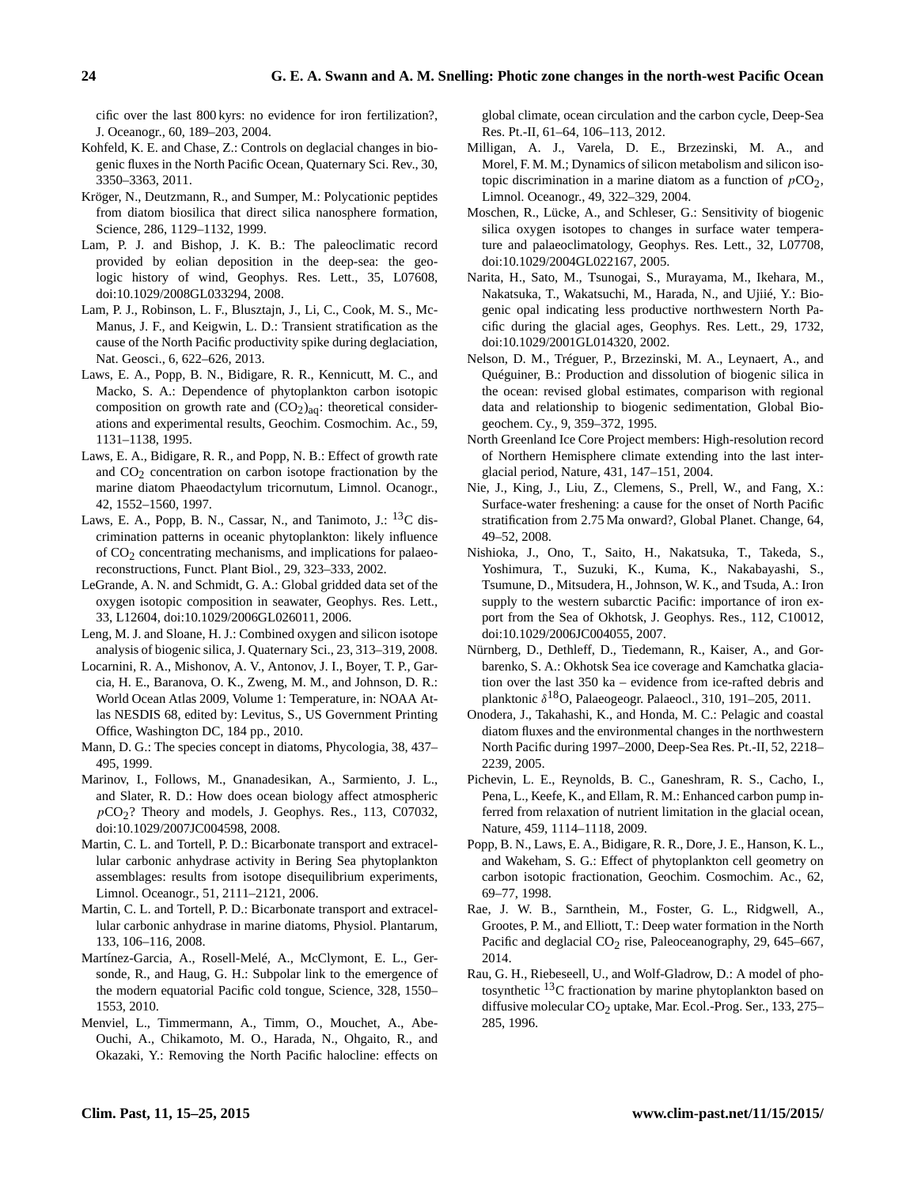cific over the last 800 kyrs: no evidence for iron fertilization?, J. Oceanogr., 60, 189–203, 2004.

Kohfeld, K. E. and Chase, Z.: Controls on deglacial changes in biogenic fluxes in the North Pacific Ocean, Quaternary Sci. Rev., 30, 3350–3363, 2011.

Kröger, N., Deutzmann, R., and Sumper, M.: Polycationic peptides from diatom biosilica that direct silica nanosphere formation, Science, 286, 1129–1132, 1999.

Lam, P. J. and Bishop, J. K. B.: The paleoclimatic record provided by eolian deposition in the deep-sea: the geologic history of wind, Geophys. Res. Lett., 35, L07608, doi:10.1029/2008GL033294, 2008.

Lam, P. J., Robinson, L. F., Blusztajn, J., Li, C., Cook, M. S., McManus, J. F., and Keigwin, L. D.: Transient stratification as the cause of the North Pacific productivity spike during deglaciation, Nat. Geosci., 6, 622–626, 2013.

Laws, E. A., Popp, B. N., Bidigare, R. R., Kennicutt, M. C., and Macko, S. A.: Dependence of phytoplankton carbon isotopic composition on growth rate and $(CO_2)_{aq}$: theoretical considerations and experimental results, Geochim. Cosmochim. Ac., 59, 1131–1138, 1995.

Laws, E. A., Bidigare, R. R., and Popp, N. B.: Effect of growth rate and $CO_2$ concentration on carbon isotope fractionation by the marine diatom Phaeodactylum tricornutum, Limnol. Ocanogr., 42, 1552–1560, 1997.

Laws, E. A., Popp, B. N., Cassar, N., and Tanimoto, J.: $^{13}C$ discrimination patterns in oceanic phytoplankton: likely influence of $CO_2$ concentrating mechanisms, and implications for palaeoreconstructions, Funct. Plant Biol., 29, 323–333, 2002.

LeGrande, A. N. and Schmidt, G. A.: Global gridded data set of the oxygen isotopic composition in seawater, Geophys. Res. Lett., 33, L12604, doi:10.1029/2006GL026011, 2006.

Leng, M. J. and Sloane, H. J.: Combined oxygen and silicon isotope analysis of biogenic silica, J. Quaternary Sci., 23, 313–319, 2008.

Locarnini, R. A., Mishonov, A. V., Antonov, J. I., Boyer, T. P., Garcia, H. E., Baranova, O. K., Zweng, M. M., and Johnson, D. R.: World Ocean Atlas 2009, Volume 1: Temperature, in: NOAA Atlas NESDIS 68, edited by: Levitus, S., US Government Printing Office, Washington DC, 184 pp., 2010.

Mann, D. G.: The species concept in diatoms, Phycologia, 38, 437–495, 1999.

Marinov, I., Follows, M., Gnanadesikan, A., Sarmiento, J. L., and Slater, R. D.: How does ocean biology affect atmospheric $pCO_2$? Theory and models, J. Geophys. Res., 113, C07032, doi:10.1029/2007JC004598, 2008.

Martin, C. L. and Tortell, P. D.: Bicarbonate transport and extracellular carbonic anhydrase activity in Bering Sea phytoplankton assemblages: results from isotope disequilibrium experiments, Limnol. Oceanogr., 51, 2111–2121, 2006.

Martin, C. L. and Tortell, P. D.: Bicarbonate transport and extracellular carbonic anhydrase in marine diatoms, Physiol. Plantarum, 133, 106–116, 2008.

Martínez-Garcia, A., Rosell-Melé, A., McClymont, E. L., Gersonde, R., and Haug, G. H.: Subpolar link to the emergence of the modern equatorial Pacific cold tongue, Science, 328, 1550–1553, 2010.

Menviel, L., Timmermann, A., Timm, O., Mouchet, A., Abe-Ouchi, A., Chikamoto, M. O., Harada, N., Ohgaito, R., and Okazaki, Y.: Removing the North Pacific halocline: effects on global climate, ocean circulation and the carbon cycle, Deep-Sea Res. Pt.-II, 61–64, 106–113, 2012.

Milligan, A. J., Varela, D. E., Brzezinski, M. A., and Morel, F. M. M.; Dynamics of silicon metabolism and silicon isotopic discrimination in a marine diatom as a function of $pCO_2$, Limnol. Oceanogr., 49, 322–329, 2004.

Moschen, R., Lücke, A., and Schleser, G.: Sensitivity of biogenic silica oxygen isotopes to changes in surface water temperature and palaeoclimatology, Geophys. Res. Lett., 32, L07708, doi:10.1029/2004GL022167, 2005.

Narita, H., Sato, M., Tsunogai, S., Murayama, M., Ikehara, M., Nakatsuka, T., Wakatsuchi, M., Harada, N., and Ujiié, Y.: Biogenic opal indicating less productive northwestern North Pacific during the glacial ages, Geophys. Res. Lett., 29, 1732, doi:10.1029/2001GL014320, 2002.

Nelson, D. M., Tréguer, P., Brzezinski, M. A., Leynaert, A., and Quéguiner, B.: Production and dissolution of biogenic silica in the ocean: revised global estimates, comparison with regional data and relationship to biogenic sedimentation, Global Biogeochem. Cy., 9, 359–372, 1995.

North Greenland Ice Core Project members: High-resolution record of Northern Hemisphere climate extending into the last interglacial period, Nature, 431, 147–151, 2004.

Nie, J., King, J., Liu, Z., Clemens, S., Prell, W., and Fang, X.: Surface-water freshening: a cause for the onset of North Pacific stratification from 2.75 Ma onward?, Global Planet. Change, 64, 49–52, 2008.

Nishioka, J., Ono, T., Saito, H., Nakatsuka, T., Takeda, S., Yoshimura, T., Suzuki, K., Kuma, K., Nakabayashi, S., Tsumune, D., Mitsudera, H., Johnson, W. K., and Tsuda, A.: Iron supply to the western subarctic Pacific: importance of iron export from the Sea of Okhotsk, J. Geophys. Res., 112, C10012, doi:10.1029/2006JC004055, 2007.

Nürnberg, D., Dethleff, D., Tiedemann, R., Kaiser, A., and Gorbarenko, S. A.: Okhotsk Sea ice coverage and Kamchatka glaciation over the last 350 ka – evidence from ice-rafted debris and planktonic $\delta^{18}O$, Palaeogeogr. Palaeocl., 310, 191–205, 2011.

Onodera, J., Takahashi, K., and Honda, M. C.: Pelagic and coastal diatom fluxes and the environmental changes in the northwestern North Pacific during 1997–2000, Deep-Sea Res. Pt.-II, 52, 2218–2239, 2005.

Pichevin, L. E., Reynolds, B. C., Ganeshram, R. S., Cacho, I., Pena, L., Keefe, K., and Ellam, R. M.: Enhanced carbon pump inferred from relaxation of nutrient limitation in the glacial ocean, Nature, 459, 1114–1118, 2009.

Popp, B. N., Laws, E. A., Bidigare, R. R., Dore, J. E., Hanson, K. L., and Wakeham, S. G.: Effect of phytoplankton cell geometry on carbon isotopic fractionation, Geochim. Cosmochim. Ac., 62, 69–77, 1998.

Rae, J. W. B., Sarnthein, M., Foster, G. L., Ridgwell, A., Grootes, P. M., and Elliott, T.: Deep water formation in the North Pacific and deglacial $CO_2$ rise, Paleoceanography, 29, 645–667, 2014.

Rau, G. H., Riebeseell, U., and Wolf-Gladrow, D.: A model of photosynthetic $^{13}C$ fractionation by marine phytoplankton based on diffusive molecular $CO_2$ uptake, Mar. Ecol.-Prog. Ser., 133, 275–285, 1996.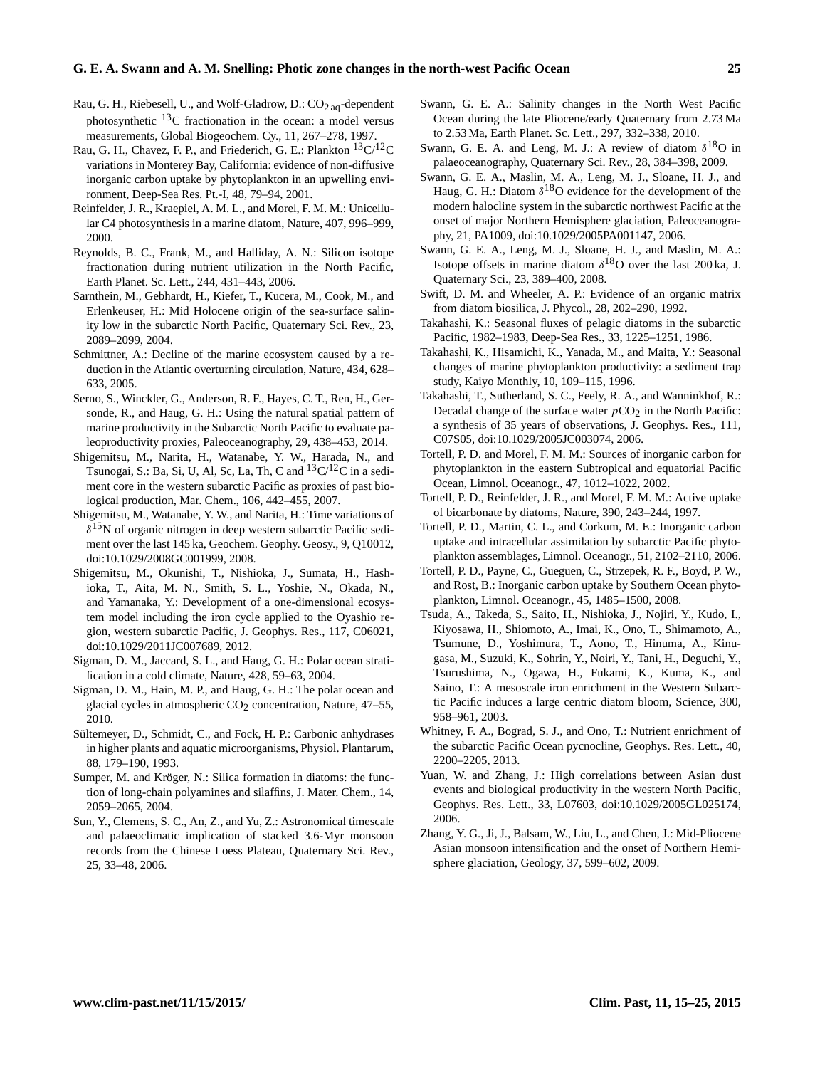Rau, G. H., Riebesell, U., and Wolf-Gladrow, D.: $CO_{2\,aq}$-dependent photosynthetic $^{13}C$ fractionation in the ocean: a model versus measurements, Global Biogeochem. Cy., 11, 267–278, 1997.

Rau, G. H., Chavez, F. P., and Friederich, G. E.: Plankton $^{13}C/^{12}C$ variations in Monterey Bay, California: evidence of non-diffusive inorganic carbon uptake by phytoplankton in an upwelling environment, Deep-Sea Res. Pt.-I, 48, 79–94, 2001.

Reinfelder, J. R., Kraepiel, A. M. L., and Morel, F. M. M.: Unicellular C4 photosynthesis in a marine diatom, Nature, 407, 996–999, 2000.

Reynolds, B. C., Frank, M., and Halliday, A. N.: Silicon isotope fractionation during nutrient utilization in the North Pacific, Earth Planet. Sc. Lett., 244, 431–443, 2006.

Sarnthein, M., Gebhardt, H., Kiefer, T., Kucera, M., Cook, M., and Erlenkeuser, H.: Mid Holocene origin of the sea-surface salinity low in the subarctic North Pacific, Quaternary Sci. Rev., 23, 2089–2099, 2004.

Schmittner, A.: Decline of the marine ecosystem caused by a reduction in the Atlantic overturning circulation, Nature, 434, 628–633, 2005.

Serno, S., Winckler, G., Anderson, R. F., Hayes, C. T., Ren, H., Gersonde, R., and Haug, G. H.: Using the natural spatial pattern of marine productivity in the Subarctic North Pacific to evaluate paleoproductivity proxies, Paleoceanography, 29, 438–453, 2014.

Shigemitsu, M., Narita, H., Watanabe, Y. W., Harada, N., and Tsunogai, S.: Ba, Si, U, Al, Sc, La, Th, C and $^{13}C/^{12}C$ in a sediment core in the western subarctic Pacific as proxies of past biological production, Mar. Chem., 106, 442–455, 2007.

Shigemitsu, M., Watanabe, Y. W., and Narita, H.: Time variations of $\delta^{15}N$ of organic nitrogen in deep western subarctic Pacific sediment over the last 145 ka, Geochem. Geophy. Geosy., 9, Q10012, doi:10.1029/2008GC001999, 2008.

Shigemitsu, M., Okunishi, T., Nishioka, J., Sumata, H., Hashioka, T., Aita, M. N., Smith, S. L., Yoshie, N., Okada, N., and Yamanaka, Y.: Development of a one-dimensional ecosystem model including the iron cycle applied to the Oyashio region, western subarctic Pacific, J. Geophys. Res., 117, C06021, doi:10.1029/2011JC007689, 2012.

Sigman, D. M., Jaccard, S. L., and Haug, G. H.: Polar ocean stratification in a cold climate, Nature, 428, 59–63, 2004.

Sigman, D. M., Hain, M. P., and Haug, G. H.: The polar ocean and glacial cycles in atmospheric $CO_2$ concentration, Nature, 47–55, 2010.

Sültemeyer, D., Schmidt, C., and Fock, H. P.: Carbonic anhydrases in higher plants and aquatic microorganisms, Physiol. Plantarum, 88, 179–190, 1993.

Sumper, M. and Kröger, N.: Silica formation in diatoms: the function of long-chain polyamines and silaffins, J. Mater. Chem., 14, 2059–2065, 2004.

Sun, Y., Clemens, S. C., An, Z., and Yu, Z.: Astronomical timescale and palaeoclimatic implication of stacked 3.6-Myr monsoon records from the Chinese Loess Plateau, Quaternary Sci. Rev., 25, 33–48, 2006.

Swann, G. E. A.: Salinity changes in the North West Pacific Ocean during the late Pliocene/early Quaternary from 2.73 Ma to 2.53 Ma, Earth Planet. Sc. Lett., 297, 332–338, 2010.

Swann, G. E. A. and Leng, M. J.: A review of diatom $\delta^{18}O$ in palaeoceanography, Quaternary Sci. Rev., 28, 384–398, 2009.

Swann, G. E. A., Maslin, M. A., Leng, M. J., Sloane, H. J., and Haug, G. H.: Diatom $\delta^{18}O$ evidence for the development of the modern halocline system in the subarctic northwest Pacific at the onset of major Northern Hemisphere glaciation, Paleoceanography, 21, PA1009, doi:10.1029/2005PA001147, 2006.

Swann, G. E. A., Leng, M. J., Sloane, H. J., and Maslin, M. A.: Isotope offsets in marine diatom $\delta^{18}O$ over the last 200 ka, J. Quaternary Sci., 23, 389–400, 2008.

Swift, D. M. and Wheeler, A. P.: Evidence of an organic matrix from diatom biosilica, J. Phycol., 28, 202–290, 1992.

Takahashi, K.: Seasonal fluxes of pelagic diatoms in the subarctic Pacific, 1982–1983, Deep-Sea Res., 33, 1225–1251, 1986.

Takahashi, K., Hisamichi, K., Yanada, M., and Maita, Y.: Seasonal changes of marine phytoplankton productivity: a sediment trap study, Kaiyo Monthly, 10, 109–115, 1996.

Takahashi, T., Sutherland, S. C., Feely, R. A., and Wanninkhof, R.: Decadal change of the surface water $pCO_2$ in the North Pacific: a synthesis of 35 years of observations, J. Geophys. Res., 111, C07S05, doi:10.1029/2005JC003074, 2006.

Tortell, P. D. and Morel, F. M. M.: Sources of inorganic carbon for phytoplankton in the eastern Subtropical and equatorial Pacific Ocean, Limnol. Oceanogr., 47, 1012–1022, 2002.

Tortell, P. D., Reinfelder, J. R., and Morel, F. M. M.: Active uptake of bicarbonate by diatoms, Nature, 390, 243–244, 1997.

Tortell, P. D., Martin, C. L., and Corkum, M. E.: Inorganic carbon uptake and intracellular assimilation by subarctic Pacific phytoplankton assemblages, Limnol. Oceanogr., 51, 2102–2110, 2006.

Tortell, P. D., Payne, C., Gueguen, C., Strzepek, R. F., Boyd, P. W., and Rost, B.: Inorganic carbon uptake by Southern Ocean phytoplankton, Limnol. Oceanogr., 45, 1485–1500, 2008.

Tsuda, A., Takeda, S., Saito, H., Nishioka, J., Nojiri, Y., Kudo, I., Kiyosawa, H., Shiomoto, A., Imai, K., Ono, T., Shimamoto, A., Tsumune, D., Yoshimura, T., Aono, T., Hinuma, A., Kinugasa, M., Suzuki, K., Sohrin, Y., Noiri, Y., Tani, H., Deguchi, Y., Tsurushima, N., Ogawa, H., Fukami, K., Kuma, K., and Saino, T.: A mesoscale iron enrichment in the Western Subarctic Pacific induces a large centric diatom bloom, Science, 300, 958–961, 2003.

Whitney, F. A., Bograd, S. J., and Ono, T.: Nutrient enrichment of the subarctic Pacific Ocean pycnocline, Geophys. Res. Lett., 40, 2200–2205, 2013.

Yuan, W. and Zhang, J.: High correlations between Asian dust events and biological productivity in the western North Pacific, Geophys. Res. Lett., 33, L07603, doi:10.1029/2005GL025174, 2006.

Zhang, Y. G., Ji, J., Balsam, W., Liu, L., and Chen, J.: Mid-Pliocene Asian monsoon intensification and the onset of Northern Hemisphere glaciation, Geology, 37, 599–602, 2009.